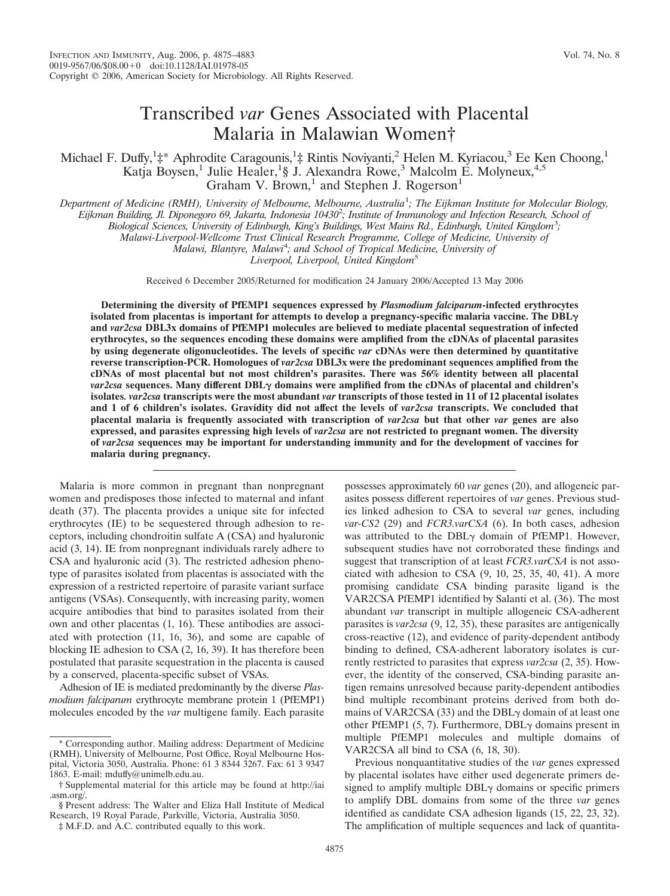# Transcribed *var* Genes Associated with Placental Malaria in Malawian Women†

Michael F. Duffy,[1]‡* Aphrodite Caragounis,[1]‡ Rintis Noviyanti,[2] Helen M. Kyriacou,[3] Ee Ken Choong,[1] Katja Boysen,[1] Julie Healer,[1]§ J. Alexandra Rowe,[3] Malcolm E. Molyneux,[4,5] Graham V. Brown,[1] and Stephen J. Rogerson[1]

*Department of Medicine (RMH), University of Melbourne, Melbourne, Australia[1]; The Eijkman Institute for Molecular Biology, Eijkman Building, Jl. Diponegoro 69, Jakarta, Indonesia 10430[2]; Institute of Immunology and Infection Research, School of Biological Sciences, University of Edinburgh, King's Buildings, West Mains Rd., Edinburgh, United Kingdom[3]; Malawi-Liverpool-Wellcome Trust Clinical Research Programme, College of Medicine, University of Malawi, Blantyre, Malawi[4]; and School of Tropical Medicine, University of Liverpool, Liverpool, United Kingdom[5]*

Received 6 December 2005/Returned for modification 24 January 2006/Accepted 13 May 2006

**Determining the diversity of PfEMP1 sequences expressed by *Plasmodium falciparum*-infected erythrocytes isolated from placentas is important for attempts to develop a pregnancy-specific malaria vaccine. The DBLγ and *var2csa* DBL3x domains of PfEMP1 molecules are believed to mediate placental sequestration of infected erythrocytes, so the sequences encoding these domains were amplified from the cDNAs of placental parasites by using degenerate oligonucleotides. The levels of specific *var* cDNAs were then determined by quantitative reverse transcription-PCR. Homologues of *var2csa* DBL3x were the predominant sequences amplified from the cDNAs of most placental but not most children's parasites. There was 56% identity between all placental *var2csa* sequences. Many different DBLγ domains were amplified from the cDNAs of placental and children's isolates. *var2csa* transcripts were the most abundant *var* transcripts of those tested in 11 of 12 placental isolates and 1 of 6 children's isolates. Gravidity did not affect the levels of *var2csa* transcripts. We concluded that placental malaria is frequently associated with transcription of *var2csa* but that other *var* genes are also expressed, and parasites expressing high levels of *var2csa* are not restricted to pregnant women. The diversity of *var2csa* sequences may be important for understanding immunity and for the development of vaccines for malaria during pregnancy.**

Malaria is more common in pregnant than nonpregnant women and predisposes those infected to maternal and infant death (37). The placenta provides a unique site for infected erythrocytes (IE) to be sequestered through adhesion to receptors, including chondroitin sulfate A (CSA) and hyaluronic acid (3, 14). IE from nonpregnant individuals rarely adhere to CSA and hyaluronic acid (3). The restricted adhesion phenotype of parasites isolated from placentas is associated with the expression of a restricted repertoire of parasite variant surface antigens (VSAs). Consequently, with increasing parity, women acquire antibodies that bind to parasites isolated from their own and other placentas (1, 16). These antibodies are associated with protection (11, 16, 36), and some are capable of blocking IE adhesion to CSA (2, 16, 39). It has therefore been postulated that parasite sequestration in the placenta is caused by a conserved, placenta-specific subset of VSAs.

Adhesion of IE is mediated predominantly by the diverse *Plasmodium falciparum* erythrocyte membrane protein 1 (PfEMP1) molecules encoded by the *var* multigene family. Each parasite possesses approximately 60 *var* genes (20), and allogeneic parasites possess different repertoires of *var* genes. Previous studies linked adhesion to CSA to several *var* genes, including *var-CS2* (29) and *FCR3.varCSA* (6). In both cases, adhesion was attributed to the DBLγ domain of PfEMP1. However, subsequent studies have not corroborated these findings and suggest that transcription of at least *FCR3.varCSA* is not associated with adhesion to CSA (9, 10, 25, 35, 40, 41). A more promising candidate CSA binding parasite ligand is the VAR2CSA PfEMP1 identified by Salanti et al. (36). The most abundant *var* transcript in multiple allogeneic CSA-adherent parasites is *var2csa* (9, 12, 35), these parasites are antigenically cross-reactive (12), and evidence of parity-dependent antibody binding to defined, CSA-adherent laboratory isolates is currently restricted to parasites that express *var2csa* (2, 35). However, the identity of the conserved, CSA-binding parasite antigen remains unresolved because parity-dependent antibodies bind multiple recombinant proteins derived from both domains of VAR2CSA (33) and the DBLγ domain of at least one other PfEMP1 (5, 7). Furthermore, DBLγ domains present in multiple PfEMP1 molecules and multiple domains of VAR2CSA all bind to CSA (6, 18, 30).

Previous nonquantitative studies of the *var* genes expressed by placental isolates have either used degenerate primers designed to amplify multiple DBLγ domains or specific primers to amplify DBL domains from some of the three *var* genes identified as candidate CSA adhesion ligands (15, 22, 23, 32). The amplification of multiple sequences and lack of quantita-

---

* Corresponding author. Mailing address: Department of Medicine (RMH), University of Melbourne, Post Office, Royal Melbourne Hospital, Victoria 3050, Australia. Phone: 61 3 8344 3267. Fax: 61 3 9347 1863. E-mail: mduffy@unimelb.edu.au.

† Supplemental material for this article may be found at http://iai.asm.org/.

§ Present address: The Walter and Eliza Hall Institute of Medical Research, 19 Royal Parade, Parkville, Victoria, Australia 3050.

‡ M.F.D. and A.C. contributed equally to this work.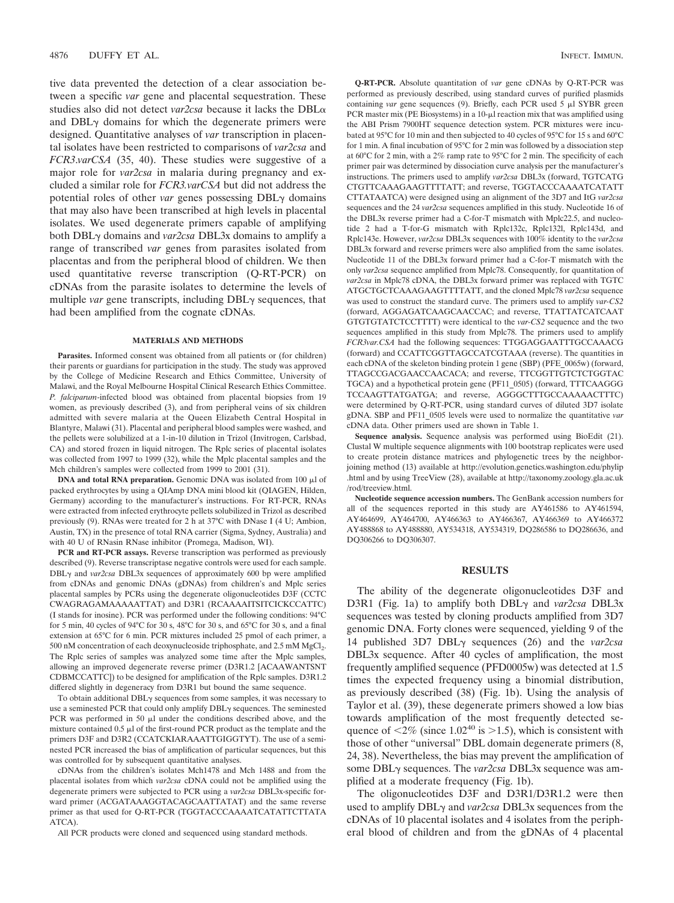tive data prevented the detection of a clear association between a specific *var* gene and placental sequestration. These studies also did not detect *var2csa* because it lacks the DBLα and DBLγ domains for which the degenerate primers were designed. Quantitative analyses of *var* transcription in placental isolates have been restricted to comparisons of *var2csa* and *FCR3.varCSA* (35, 40). These studies were suggestive of a major role for *var2csa* in malaria during pregnancy and excluded a similar role for *FCR3.varCSA* but did not address the potential roles of other *var* genes possessing DBLγ domains that may also have been transcribed at high levels in placental isolates. We used degenerate primers capable of amplifying both DBLγ domains and *var2csa* DBL3x domains to amplify a range of transcribed *var* genes from parasites isolated from placentas and from the peripheral blood of children. We then used quantitative reverse transcription (Q-RT-PCR) on cDNAs from the parasite isolates to determine the levels of multiple *var* gene transcripts, including DBLγ sequences, that had been amplified from the cognate cDNAs.

## MATERIALS AND METHODS

**Parasites.** Informed consent was obtained from all patients or (for children) their parents or guardians for participation in the study. The study was approved by the College of Medicine Research and Ethics Committee, University of Malawi, and the Royal Melbourne Hospital Clinical Research Ethics Committee. *P. falciparum*-infected blood was obtained from placental biopsies from 19 women, as previously described (3), and from peripheral veins of six children admitted with severe malaria at the Queen Elizabeth Central Hospital in Blantyre, Malawi (31). Placental and peripheral blood samples were washed, and the pellets were solubilized at a 1-in-10 dilution in Trizol (Invitrogen, Carlsbad, CA) and stored frozen in liquid nitrogen. The Rplc series of placental isolates was collected from 1997 to 1999 (32), while the Mplc placental samples and the Mch children's samples were collected from 1999 to 2001 (31).

**DNA and total RNA preparation.** Genomic DNA was isolated from 100 μl of packed erythrocytes by using a QIAmp DNA mini blood kit (QIAGEN, Hilden, Germany) according to the manufacturer's instructions. For RT-PCR, RNAs were extracted from infected erythrocyte pellets solubilized in Trizol as described previously (9). RNAs were treated for 2 h at 37°C with DNase I (4 U; Ambion, Austin, TX) in the presence of total RNA carrier (Sigma, Sydney, Australia) and with 40 U of RNasin RNase inhibitor (Promega, Madison, WI).

**PCR and RT-PCR assays.** Reverse transcription was performed as previously described (9). Reverse transcriptase negative controls were used for each sample. DBLγ and *var2csa* DBL3x sequences of approximately 600 bp were amplified from cDNAs and genomic DNAs (gDNAs) from children's and Mplc series placental samples by PCRs using the degenerate oligonucleotides D3F (CCTC CWAGRAGAMAAAAATTAT) and D3R1 (RCAAAAITSITCICKCCATTC) (I stands for inosine). PCR was performed under the following conditions: 94°C for 5 min, 40 cycles of 94°C for 30 s, 48°C for 30 s, and 65°C for 30 s, and a final extension at 65°C for 6 min. PCR mixtures included 25 pmol of each primer, a 500 nM concentration of each deoxynucleoside triphosphate, and 2.5 mM $MgCl_2$. The Rplc series of samples was analyzed some time after the Mplc samples, allowing an improved degenerate reverse primer (D3R1.2 [ACAAWANTSNT CDBMCCATTC]) to be designed for amplification of the Rplc samples. D3R1.2 differed slightly in degeneracy from D3R1 but bound the same sequence.

To obtain additional DBLγ sequences from some samples, it was necessary to use a seminested PCR that could only amplify DBLγ sequences. The seminested PCR was performed in 50 μl under the conditions described above, and the mixture contained 0.5 μl of the first-round PCR product as the template and the primers D3F and D3R2 (CCATCKIARAAATTGIGGTYT). The use of a seminested PCR increased the bias of amplification of particular sequences, but this was controlled for by subsequent quantitative analyses.

cDNAs from the children's isolates Mch1478 and Mch 1488 and from the placental isolates from which *var2csa* cDNA could not be amplified using the degenerate primers were subjected to PCR using a *var2csa* DBL3x-specific forward primer (ACGATAAAGGTACAGCAATTATAT) and the same reverse primer as that used for Q-RT-PCR (TGGTACCCAAAATCATATTCTTATA ATCA).

All PCR products were cloned and sequenced using standard methods.

**Q-RT-PCR.** Absolute quantitation of *var* gene cDNAs by Q-RT-PCR was performed as previously described, using standard curves of purified plasmids containing *var* gene sequences (9). Briefly, each PCR used 5 μl SYBR green PCR master mix (PE Biosystems) in a 10-μl reaction mix that was amplified using the ABI Prism 7900HT sequence detection system. PCR mixtures were incubated at 95°C for 10 min and then subjected to 40 cycles of 95°C for 15 s and 60°C for 1 min. A final incubation of 95°C for 2 min was followed by a dissociation step at 60°C for 2 min, with a 2% ramp rate to 95°C for 2 min. The specificity of each primer pair was determined by dissociation curve analysis per the manufacturer's instructions. The primers used to amplify *var2csa* DBL3x (forward, TGTCATG CTGTTCAAAGAAGTTTTATT; and reverse, TGGTACCCAAAATCATATT CTTATAATCA) were designed using an alignment of the 3D7 and ItG *var2csa* sequences and the 24 *var2csa* sequences amplified in this study. Nucleotide 16 of the DBL3x reverse primer had a C-for-T mismatch with Mplc22.5, and nucleotide 2 had a T-for-G mismatch with Rplc132c, Rplc132l, Rplc143d, and Rplc143e. However, *var2csa* DBL3x sequences with 100% identity to the *var2csa* DBL3x forward and reverse primers were also amplified from the same isolates. Nucleotide 11 of the DBL3x forward primer had a C-for-T mismatch with the only *var2csa* sequence amplified from Mplc78. Consequently, for quantitation of *var2csa* in Mplc78 cDNA, the DBL3x forward primer was replaced with TGTC ATGCTGCTCAAAGAAGTTTTATT, and the cloned Mplc78 *var2csa* sequence was used to construct the standard curve. The primers used to amplify *var-CS2* (forward, AGGAGATCAAGCAACCAC; and reverse, TTATTATCATCAAT GTGTGTATCTCCTTTT) were identical to the *var-CS2* sequence and the two sequences amplified in this study from Mplc78. The primers used to amplify *FCR3var.CSA* had the following sequences: TTGGAGGAATTTGCCAAACG (forward) and CCATTCGGTTAGCCATCGTAAA (reverse). The quantities in each cDNA of the skeleton binding protein 1 gene (SBP) (PFE_0065w) (forward, TTAGCCGACGAACCAACACA; and reverse, TTCGGTTGTCTCTGGTAC TGCA) and a hypothetical protein gene (PF11_0505) (forward, TTTCAAGGG TCCAAGTTATGATGA; and reverse, AGGGCTTTGCCAAAAACTTTC) were determined by Q-RT-PCR, using standard curves of diluted 3D7 isolate gDNA. SBP and PF11_0505 levels were used to normalize the quantitative *var* cDNA data. Other primers used are shown in Table 1.

**Sequence analysis.** Sequence analysis was performed using BioEdit (21). Clustal W multiple sequence alignments with 100 bootstrap replicates were used to create protein distance matrices and phylogenetic trees by the neighbor-joining method (13) available at http://evolution.genetics.washington.edu/phylip .html and by using TreeView (28), available at http://taxonomy.zoology.gla.ac.uk /rod/treeview.html.

**Nucleotide sequence accession numbers.** The GenBank accession numbers for all of the sequences reported in this study are AY461586 to AY461594, AY464699, AY464700, AY466363 to AY466367, AY466369 to AY466372 AY488868 to AY488880, AY534318, AY534319, DQ286586 to DQ286636, and DQ306266 to DQ306307.

## RESULTS

The ability of the degenerate oligonucleotides D3F and D3R1 (Fig. 1a) to amplify both DBLγ and *var2csa* DBL3x sequences was tested by cloning products amplified from 3D7 genomic DNA. Forty clones were sequenced, yielding 9 of the 14 published 3D7 DBLγ sequences (26) and the *var2csa* DBL3x sequence. After 40 cycles of amplification, the most frequently amplified sequence (PFD0005w) was detected at 1.5 times the expected frequency using a binomial distribution, as previously described (38) (Fig. 1b). Using the analysis of Taylor et al. (39), these degenerate primers showed a low bias towards amplification of the most frequently detected sequence of <2% (since $1.02^{40}$ is >1.5), which is consistent with those of other "universal" DBL domain degenerate primers (8, 24, 38). Nevertheless, the bias may prevent the amplification of some DBLγ sequences. The *var2csa* DBL3x sequence was amplified at a moderate frequency (Fig. 1b).

The oligonucleotides D3F and D3R1/D3R1.2 were then used to amplify DBLγ and *var2csa* DBL3x sequences from the cDNAs of 10 placental isolates and 4 isolates from the peripheral blood of children and from the gDNAs of 4 placental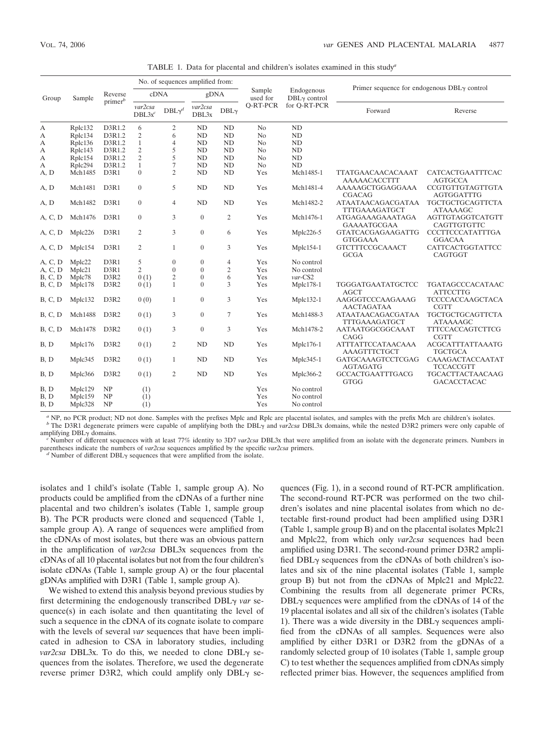TABLE 1. Data for placental and children's isolates examined in this study[a]

| Group | Sample | Reverse primer[b] | No. of sequences amplified from: cDNA *var2csa* DBL3x[c] | cDNA DBLγ[d] | gDNA *var2csa* DBL3x | gDNA DBLγ | Sample used for Q-RT-PCR | Endogenous DBLγ control for Q-RT-PCR | Primer sequence for endogenous DBLγ control: Forward | Reverse |
|---|---|---|---|---|---|---|---|---|---|---|
| A | Rplc132 | D3R1.2 | 6 | 2 | ND | ND | No | ND | | |
| A | Rplc134 | D3R1.2 | 2 | 6 | ND | ND | No | ND | | |
| A | Rplc136 | D3R1.2 | 1 | 4 | ND | ND | No | ND | | |
| A | Rplc143 | D3R1.2 | 2 | 5 | ND | ND | No | ND | | |
| A | Rplc154 | D3R1.2 | 2 | 5 | ND | ND | No | ND | | |
| A | Rplc294 | D3R1.2 | 1 | 7 | ND | ND | No | ND | | |
| A, D | Mch1485 | D3R1 | 0 | 2 | ND | ND | Yes | Mch1485-1 | TTATGAACAACACAAAT AAAAACACCTTT | CATCACTGAATTTCAC AGTGCCA |
| A, D | Mch1481 | D3R1 | 0 | 5 | ND | ND | Yes | Mch1481-4 | AAAAAGCTGGAGGAAA CGACAG | CCGTGTTGTAGTTGTA AGTGGATTTG |
| A, D | Mch1482 | D3R1 | 0 | 4 | ND | ND | Yes | Mch1482-2 | ATAATAACAGACGATAA TTTGAAAGATGCT | TGCTGCTGCAGTTCTA ATAAAAGC |
| A, C, D | Mch1476 | D3R1 | 0 | 3 | 0 | 2 | Yes | Mch1476-1 | ATGAGAAAGAAATAGA GAAAATGCGAA | AGTTGTAGGTCATGTT CAGTTGTGTTC |
| A, C, D | Mplc226 | D3R1 | 2 | 3 | 0 | 6 | Yes | Mplc226-5 | GTATCACGAGAAGATTG GTGGAAA | CCCTTCCCATATTTGA GGACAA |
| A, C, D | Mplc154 | D3R1 | 2 | 1 | 0 | 3 | Yes | Mplc154-1 | GTCTTTCCGCAAACT GCGA | CATTCACTGGTATTCC CAGTGGT |
| A, C, D | Mplc22 | D3R1 | 5 | 0 | 0 | 4 | Yes | No control | | |
| A, C, D | Mplc21 | D3R1 | 2 | 0 | 0 | 2 | Yes | No control | | |
| B, C, D | Mplc78 | D3R2 | 0 (1) | 2 | 0 | 6 | Yes | *var*-CS2 | | |
| B, C, D | Mplc178 | D3R2 | 0 (1) | 1 | 0 | 3 | Yes | Mplc178-1 | TGGGATGAATATGCTCC AGCT | TGATAGCCCACATAAC ATTCCTTG |
| B, C, D | Mplc132 | D3R2 | 0 (0) | 1 | 0 | 3 | Yes | Mplc132-1 | AAGGGTCCCAAGAAAG AACTAGATAA | TCCCCACCAAGCTACA CGTT |
| B, C, D | Mch1488 | D3R2 | 0 (1) | 3 | 0 | 7 | Yes | Mch1488-3 | ATAATAACAGACGATAA TTTGAAAGATGCT | TGCTGCTGCAGTTCTA ATAAAAGC |
| B, C, D | Mch1478 | D3R2 | 0 (1) | 3 | 0 | 3 | Yes | Mch1478-2 | AATAATGGCGGCAAAT CAGG | TTTCCACCAGTCTTCG CGTT |
| B, D | Mplc176 | D3R2 | 0 (1) | 2 | ND | ND | Yes | Mplc176-1 | ATTTATTCCATAACAAA AAAGTTTCTGCT | ACGCATTTATTAAATG TGCTGCA |
| B, D | Mplc345 | D3R2 | 0 (1) | 1 | ND | ND | Yes | Mplc345-1 | GATGCAAAGTCCTCGAG AGTAGATG | CAAAGACTACCAATAT TCCACCGTT |
| B, D | Mplc366 | D3R2 | 0 (1) | 2 | ND | ND | Yes | Mplc366-2 | GCCACTGAATTTGACG GTGG | TGCACTTACTAACAAG GACACCTACAC |
| B, D | Mplc129 | NP | (1) | | | | Yes | No control | | |
| B, D | Mplc159 | NP | (1) | | | | Yes | No control | | |
| B, D | Mplc328 | NP | (1) | | | | Yes | No control | | |

[a] NP, no PCR product; ND not done. Samples with the prefixes Mplc and Rplc are placental isolates, and samples with the prefix Mch are children's isolates.
[b] The D3R1 degenerate primers were capable of amplifying both the DBLγ and *var2csa* DBL3x domains, while the nested D3R2 primers were only capable of amplifying DBLγ domains.
[c] Number of different sequences with at least 77% identity to 3D7 *var2csa* DBL3x that were amplified from an isolate with the degenerate primers. Numbers in parentheses indicate the numbers of *var2csa* sequences amplified by the specific *var2csa* primers.
[d] Number of different DBLγ sequences that were amplified from the isolate.

isolates and 1 child's isolate (Table 1, sample group A). No products could be amplified from the cDNAs of a further nine placental and two children's isolates (Table 1, sample group B). The PCR products were cloned and sequenced (Table 1, sample group A). A range of sequences were amplified from the cDNAs of most isolates, but there was an obvious pattern in the amplification of *var2csa* DBL3x sequences from the cDNAs of all 10 placental isolates but not from the four children's isolate cDNAs (Table 1, sample group A) or the four placental gDNAs amplified with D3R1 (Table 1, sample group A).

We wished to extend this analysis beyond previous studies by first determining the endogenously transcribed DBLγ *var* sequence(s) in each isolate and then quantitating the level of such a sequence in the cDNA of its cognate isolate to compare with the levels of several *var* sequences that have been implicated in adhesion to CSA in laboratory studies, including *var2csa* DBL3x. To do this, we needed to clone DBLγ sequences from the isolates. Therefore, we used the degenerate reverse primer D3R2, which could amplify only DBLγ sequences (Fig. 1), in a second round of RT-PCR amplification. The second-round RT-PCR was performed on the two children's isolates and nine placental isolates from which no detectable first-round product had been amplified using D3R1 (Table 1, sample group B) and on the placental isolates Mplc21 and Mplc22, from which only *var2csa* sequences had been amplified using D3R1. The second-round primer D3R2 amplified DBLγ sequences from the cDNAs of both children's isolates and six of the nine placental isolates (Table 1, sample group B) but not from the cDNAs of Mplc21 and Mplc22. Combining the results from all degenerate primer PCRs, DBLγ sequences were amplified from the cDNAs of 14 of the 19 placental isolates and all six of the children's isolates (Table 1). There was a wide diversity in the DBLγ sequences amplified from the cDNAs of all samples. Sequences were also amplified by either D3R1 or D3R2 from the gDNAs of a randomly selected group of 10 isolates (Table 1, sample group C) to test whether the sequences amplified from cDNAs simply reflected primer bias. However, the sequences amplified from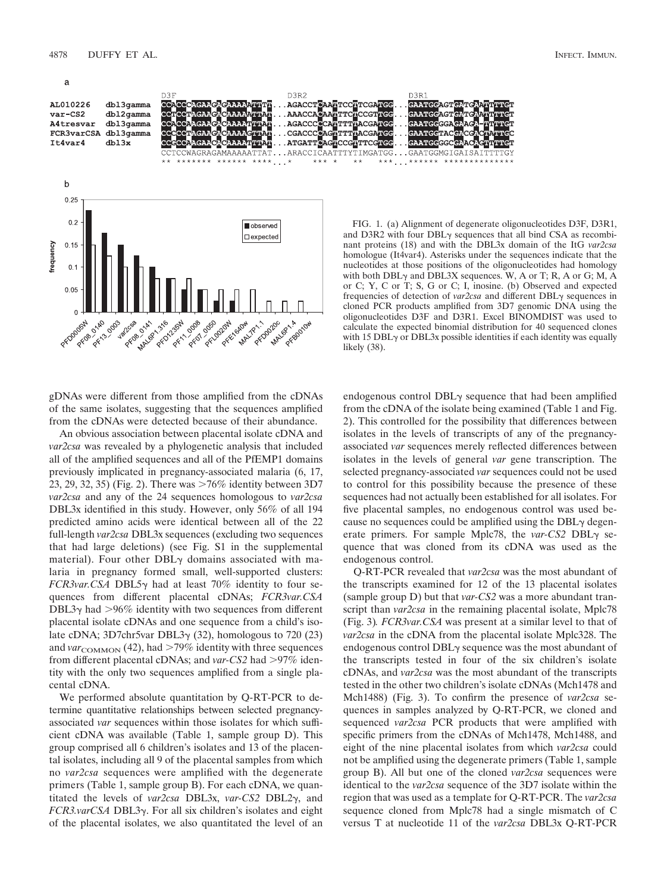a

|  |  | D3F | D3R2 | D3R1 |
|---|---|---|---|---|
| AL010226 | dbl3gamma | CCACCCAGAAGAGAAAAATTTT... | AGACCTCAATTCCTTCGATGG... | GAATGGAGTGATGAATTTTGT |
| var-CS2 | dbl2gamma | CCTCCTAGAAGACAAAAATTAT... | AAACCACAATTTCTCCGTTGG... | GAATGGAGTGATGAATTTTGT |
| A4tresvar | dbl3gamma | CCACCAAGAAGACAAAATTTAT... | AGACCCCCATTTTTACGATGG... | GAATGGGGAGAAGA-TTTTGT |
| FCR3varCSA | dbl3gamma | CCCCCTAGAAGACAAAACTTAT... | CGACCCCAGTTTTTACGATGG... | GAATGGTACGACGACTATTGC |
| It4var4 | dbl3x | CCGCCAAGAACACAAAATTTAT... | ATGATTCAGTCCGTTTCGTGG... | GAATGGGGCGAACAGTTTTGT |
|  |  | CCTCCWAGRAGAMAAAAATTAT... | ARACCICAATTTYTIMGATGG... | GAATGGMGIGAISAITTTTGY |
|  |  | \*\* \*\*\*\*\*\*\* \*\*\*\*\*\* \*\*\*\*...\* | \*\*\* \*    \*\*    \*\*\*... | \*\*\*\*\*\* \*\*\*\*\*\*\*\*\*\*\*\*\*\* |

b

| Sequence | observed | expected |
|---|---|---|
| PFD0005W | 0.225 | 0.15 |
| PF08_0140 | 0.175 | 0.125 |
| PF13_0003 | 0.15 | 0.1 |
| var2csa | 0.125 | 0.1 |
| PF08_0141 | 0.1 | 0.075 |
| MAL6P1.316 | 0.075 | 0.075 |
| PFD1235W | 0.05 | 0.075 |
| PF11_0008 | 0.05 | 0.05 |
| PF07_0050 | 0.025 | 0.05 |
| PFL0020W | 0.025 | 0.05 |
| PFE1640w |  | 0.05 |
| MAL7P1.1 |  | 0.025 |
| PFD0020c |  | 0.025 |
| MAL6P1.4 |  | 0.025 |
| PFB0010w |  |  |

FIG. 1. (a) Alignment of degenerate oligonucleotides D3F, D3R1, and D3R2 with four DBLγ sequences that all bind CSA as recombinant proteins (18) and with the DBL3x domain of the ItG *var2csa* homologue (It4var4). Asterisks under the sequences indicate that the nucleotides at those positions of the oligonucleotides had homology with both DBLγ and DBL3X sequences. W, A or T; R, A or G; M, A or C; Y, C or T; S, G or C; I, inosine. (b) Observed and expected frequencies of detection of *var2csa* and different DBLγ sequences in cloned PCR products amplified from 3D7 genomic DNA using the oligonucleotides D3F and D3R1. Excel BINOMDIST was used to calculate the expected binomial distribution for 40 sequenced clones with 15 DBLγ or DBL3x possible identities if each identity was equally likely (38).

gDNAs were different from those amplified from the cDNAs of the same isolates, suggesting that the sequences amplified from the cDNAs were detected because of their abundance.

An obvious association between placental isolate cDNA and *var2csa* was revealed by a phylogenetic analysis that included all of the amplified sequences and all of the PfEMP1 domains previously implicated in pregnancy-associated malaria (6, 17, 23, 29, 32, 35) (Fig. 2). There was >76% identity between 3D7 *var2csa* and any of the 24 sequences homologous to *var2csa* DBL3x identified in this study. However, only 56% of all 194 predicted amino acids were identical between all of the 22 full-length *var2csa* DBL3x sequences (excluding two sequences that had large deletions) (see Fig. S1 in the supplemental material). Four other DBLγ domains associated with malaria in pregnancy formed small, well-supported clusters: *FCR3var.CSA* DBL5γ had at least 70% identity to four sequences from different placental cDNAs; *FCR3var.CSA* DBL3γ had >96% identity with two sequences from different placental isolate cDNAs and one sequence from a child's isolate cDNA; 3D7chr5var DBL3γ (32), homologous to 720 (23) and $var_{COMMON}$ (42), had >79% identity with three sequences from different placental cDNAs; and *var-CS2* had >97% identity with the only two sequences amplified from a single placental cDNA.

We performed absolute quantitation by Q-RT-PCR to determine quantitative relationships between selected pregnancy-associated *var* sequences within those isolates for which sufficient cDNA was available (Table 1, sample group D). This group comprised all 6 children's isolates and 13 of the placental isolates, including all 9 of the placental samples from which no *var2csa* sequences were amplified with the degenerate primers (Table 1, sample group B). For each cDNA, we quantitated the levels of *var2csa* DBL3x, *var-CS2* DBL2γ, and *FCR3.varCSA* DBL3γ. For all six children's isolates and eight of the placental isolates, we also quantitated the level of an endogenous control DBLγ sequence that had been amplified from the cDNA of the isolate being examined (Table 1 and Fig. 2). This controlled for the possibility that differences between isolates in the levels of transcripts of any of the pregnancy-associated *var* sequences merely reflected differences between isolates in the levels of general *var* gene transcription. The selected pregnancy-associated *var* sequences could not be used to control for this possibility because the presence of these sequences had not actually been established for all isolates. For five placental samples, no endogenous control was used because no sequences could be amplified using the DBLγ degenerate primers. For sample Mplc78, the *var-CS2* DBLγ sequence that was cloned from its cDNA was used as the endogenous control.

Q-RT-PCR revealed that *var2csa* was the most abundant of the transcripts examined for 12 of the 13 placental isolates (sample group D) but that *var-CS2* was a more abundant transcript than *var2csa* in the remaining placental isolate, Mplc78 (Fig. 3). *FCR3var.CSA* was present at a similar level to that of *var2csa* in the cDNA from the placental isolate Mplc328. The endogenous control DBLγ sequence was the most abundant of the transcripts tested in four of the six children's isolate cDNAs, and *var2csa* was the most abundant of the transcripts tested in the other two children's isolate cDNAs (Mch1478 and Mch1488) (Fig. 3). To confirm the presence of *var2csa* sequences in samples analyzed by Q-RT-PCR, we cloned and sequenced *var2csa* PCR products that were amplified with specific primers from the cDNAs of Mch1478, Mch1488, and eight of the nine placental isolates from which *var2csa* could not be amplified using the degenerate primers (Table 1, sample group B). All but one of the cloned *var2csa* sequences were identical to the *var2csa* sequence of the 3D7 isolate within the region that was used as a template for Q-RT-PCR. The *var2csa* sequence cloned from Mplc78 had a single mismatch of C versus T at nucleotide 11 of the *var2csa* DBL3x Q-RT-PCR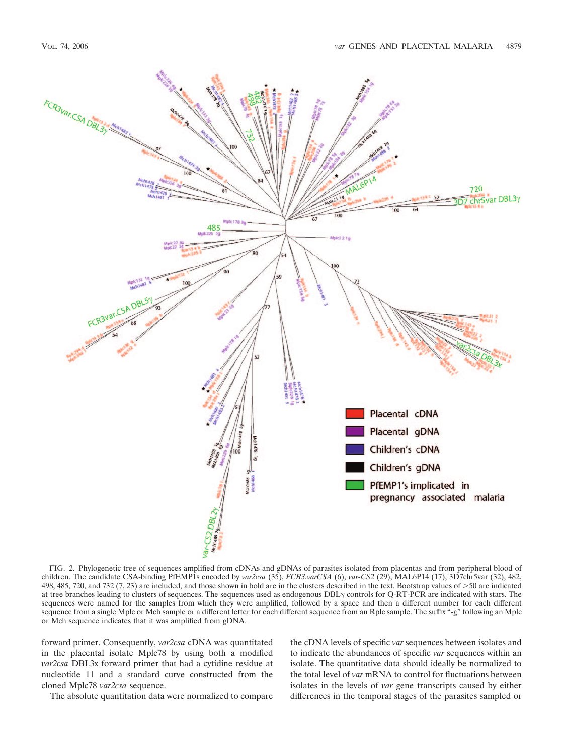FIG. 2. Phylogenetic tree of sequences amplified from cDNAs and gDNAs of parasites isolated from placentas and from peripheral blood of children. The candidate CSA-binding PfEMP1s encoded by *var2csa* (35), *FCR3.varCSA* (6), *var-CS2* (29), MAL6P14 (17), 3D7chr5var (32), 482, 498, 485, 720, and 732 (7, 23) are included, and those shown in bold are in the clusters described in the text. Bootstrap values of >50 are indicated at tree branches leading to clusters of sequences. The sequences used as endogenous DBLγ controls for Q-RT-PCR are indicated with stars. The sequences were named for the samples from which they were amplified, followed by a space and then a different number for each different sequence from a single Mplc or Mch sample or a different letter for each different sequence from an Rplc sample. The suffix "-g" following an Mplc or Mch sequence indicates that it was amplified from gDNA.

forward primer. Consequently, *var2csa* cDNA was quantitated in the placental isolate Mplc78 by using both a modified *var2csa* DBL3x forward primer that had a cytidine residue at nucleotide 11 and a standard curve constructed from the cloned Mplc78 *var2csa* sequence.

The absolute quantitation data were normalized to compare the cDNA levels of specific *var* sequences between isolates and to indicate the abundances of specific *var* sequences within an isolate. The quantitative data should ideally be normalized to the total level of *var* mRNA to control for fluctuations between isolates in the levels of *var* gene transcripts caused by either differences in the temporal stages of the parasites sampled or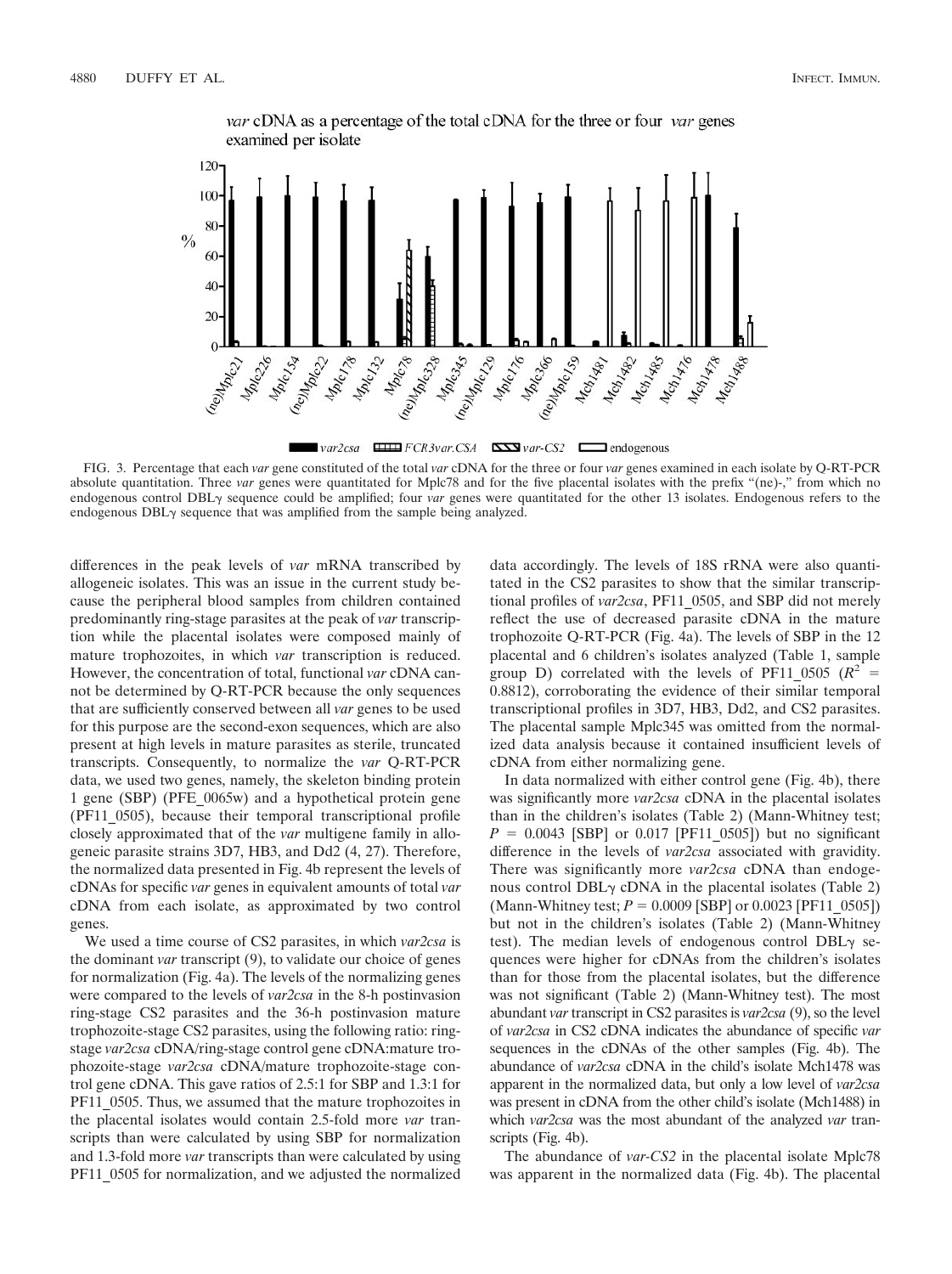var cDNA as a percentage of the total cDNA for the three or four var genes examined per isolate

FIG. 3. Percentage that each *var* gene constituted of the total *var* cDNA for the three or four *var* genes examined in each isolate by Q-RT-PCR absolute quantitation. Three *var* genes were quantitated for Mplc78 and for the five placental isolates with the prefix "(ne)-," from which no endogenous control DBLγ sequence could be amplified; four *var* genes were quantitated for the other 13 isolates. Endogenous refers to the endogenous DBLγ sequence that was amplified from the sample being analyzed.

differences in the peak levels of *var* mRNA transcribed by allogeneic isolates. This was an issue in the current study because the peripheral blood samples from children contained predominantly ring-stage parasites at the peak of *var* transcription while the placental isolates were composed mainly of mature trophozoites, in which *var* transcription is reduced. However, the concentration of total, functional *var* cDNA cannot be determined by Q-RT-PCR because the only sequences that are sufficiently conserved between all *var* genes to be used for this purpose are the second-exon sequences, which are also present at high levels in mature parasites as sterile, truncated transcripts. Consequently, to normalize the *var* Q-RT-PCR data, we used two genes, namely, the skeleton binding protein 1 gene (SBP) (PFE_0065w) and a hypothetical protein gene (PF11_0505), because their temporal transcriptional profile closely approximated that of the *var* multigene family in allogeneic parasite strains 3D7, HB3, and Dd2 (4, 27). Therefore, the normalized data presented in Fig. 4b represent the levels of cDNAs for specific *var* genes in equivalent amounts of total *var* cDNA from each isolate, as approximated by two control genes.

We used a time course of CS2 parasites, in which *var2csa* is the dominant *var* transcript (9), to validate our choice of genes for normalization (Fig. 4a). The levels of the normalizing genes were compared to the levels of *var2csa* in the 8-h postinvasion ring-stage CS2 parasites and the 36-h postinvasion mature trophozoite-stage CS2 parasites, using the following ratio: ring-stage *var2csa* cDNA/ring-stage control gene cDNA:mature trophozoite-stage *var2csa* cDNA/mature trophozoite-stage control gene cDNA. This gave ratios of 2.5:1 for SBP and 1.3:1 for PF11_0505. Thus, we assumed that the mature trophozoites in the placental isolates would contain 2.5-fold more *var* transcripts than were calculated by using SBP for normalization and 1.3-fold more *var* transcripts than were calculated by using PF11_0505 for normalization, and we adjusted the normalized data accordingly. The levels of 18S rRNA were also quantitated in the CS2 parasites to show that the similar transcriptional profiles of *var2csa*, PF11_0505, and SBP did not merely reflect the use of decreased parasite cDNA in the mature trophozoite Q-RT-PCR (Fig. 4a). The levels of SBP in the 12 placental and 6 children's isolates analyzed (Table 1, sample group D) correlated with the levels of PF11_0505 ($R^2$ = 0.8812), corroborating the evidence of their similar temporal transcriptional profiles in 3D7, HB3, Dd2, and CS2 parasites. The placental sample Mplc345 was omitted from the normalized data analysis because it contained insufficient levels of cDNA from either normalizing gene.

In data normalized with either control gene (Fig. 4b), there was significantly more *var2csa* cDNA in the placental isolates than in the children's isolates (Table 2) (Mann-Whitney test; $P$ = 0.0043 [SBP] or 0.017 [PF11_0505]) but no significant difference in the levels of *var2csa* associated with gravidity. There was significantly more *var2csa* cDNA than endogenous control DBLγ cDNA in the placental isolates (Table 2) (Mann-Whitney test; $P$ = 0.0009 [SBP] or 0.0023 [PF11_0505]) but not in the children's isolates (Table 2) (Mann-Whitney test). The median levels of endogenous control DBLγ sequences were higher for cDNAs from the children's isolates than for those from the placental isolates, but the difference was not significant (Table 2) (Mann-Whitney test). The most abundant *var* transcript in CS2 parasites is *var2csa* (9), so the level of *var2csa* in CS2 cDNA indicates the abundance of specific *var* sequences in the cDNAs of the other samples (Fig. 4b). The abundance of *var2csa* cDNA in the child's isolate Mch1478 was apparent in the normalized data, but only a low level of *var2csa* was present in cDNA from the other child's isolate (Mch1488) in which *var2csa* was the most abundant of the analyzed *var* transcripts (Fig. 4b).

The abundance of *var-CS2* in the placental isolate Mplc78 was apparent in the normalized data (Fig. 4b). The placental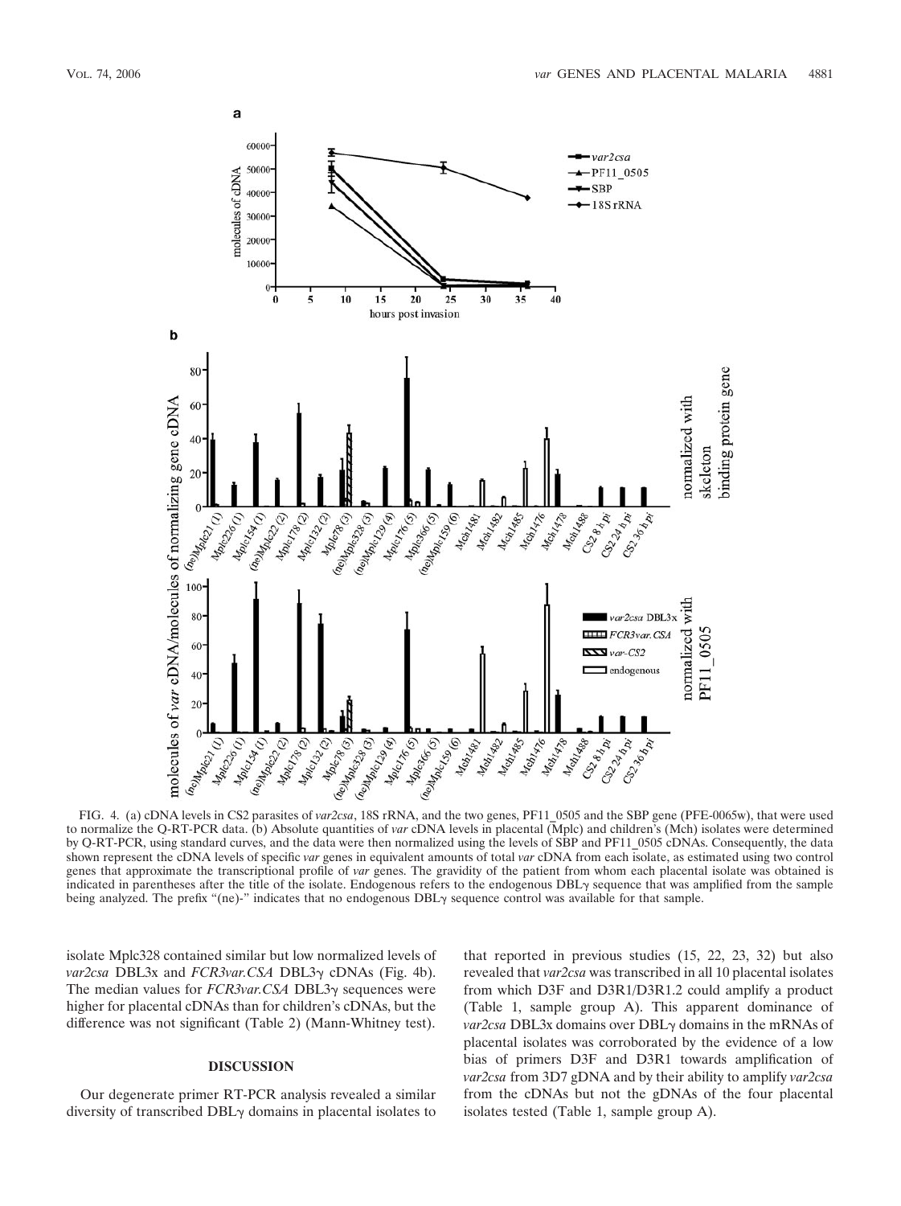FIG. 4. (a) cDNA levels in CS2 parasites of *var2csa*, 18S rRNA, and the two genes, PF11_0505 and the SBP gene (PFE-0065w), that were used to normalize the Q-RT-PCR data. (b) Absolute quantities of *var* cDNA levels in placental (Mplc) and children's (Mch) isolates were determined by Q-RT-PCR, using standard curves, and the data were then normalized using the levels of SBP and PF11_0505 cDNAs. Consequently, the data shown represent the cDNA levels of specific *var* genes in equivalent amounts of total *var* cDNA from each isolate, as estimated using two control genes that approximate the transcriptional profile of *var* genes. The gravidity of the patient from whom each placental isolate was obtained is indicated in parentheses after the title of the isolate. Endogenous refers to the endogenous DBLγ sequence that was amplified from the sample being analyzed. The prefix "(ne)-" indicates that no endogenous DBLγ sequence control was available for that sample.

isolate Mplc328 contained similar but low normalized levels of *var2csa* DBL3x and *FCR3var.CSA* DBL3γ cDNAs (Fig. 4b). The median values for *FCR3var.CSA* DBL3γ sequences were higher for placental cDNAs than for children's cDNAs, but the difference was not significant (Table 2) (Mann-Whitney test).

## DISCUSSION

Our degenerate primer RT-PCR analysis revealed a similar diversity of transcribed DBLγ domains in placental isolates to that reported in previous studies (15, 22, 23, 32) but also revealed that *var2csa* was transcribed in all 10 placental isolates from which D3F and D3R1/D3R1.2 could amplify a product (Table 1, sample group A). This apparent dominance of *var2csa* DBL3x domains over DBLγ domains in the mRNAs of placental isolates was corroborated by the evidence of a low bias of primers D3F and D3R1 towards amplification of *var2csa* from 3D7 gDNA and by their ability to amplify *var2csa* from the cDNAs but not the gDNAs of the four placental isolates tested (Table 1, sample group A).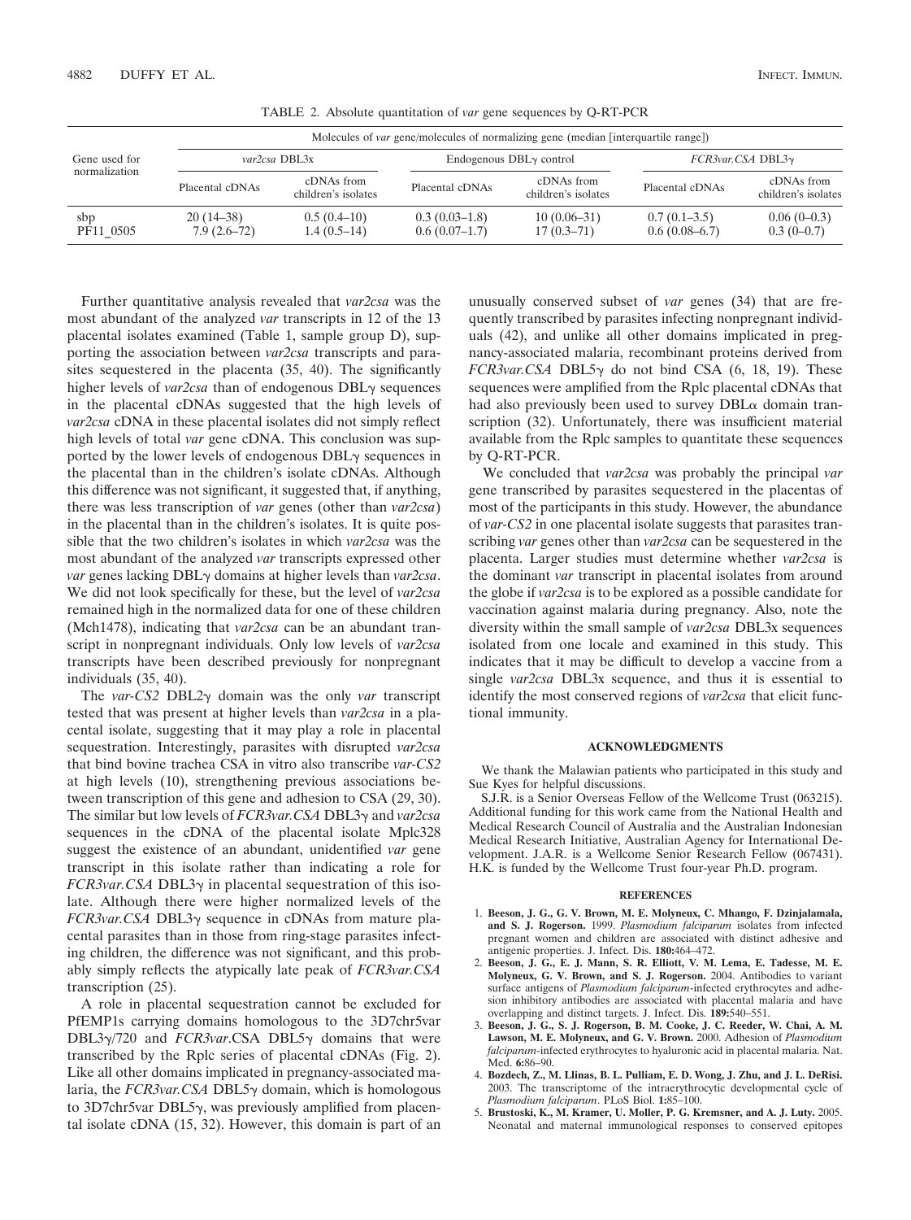TABLE 2. Absolute quantitation of *var* gene sequences by Q-RT-PCR

| Gene used for normalization | Molecules of *var* gene/molecules of normalizing gene (median [interquartile range]) | | | | | |
|---|---|---|---|---|---|---|
| | *var2csa* DBL3x | | Endogenous DBLγ control | | *FCR3var.CSA* DBL3γ | |
| | Placental cDNAs | cDNAs from children's isolates | Placental cDNAs | cDNAs from children's isolates | Placental cDNAs | cDNAs from children's isolates |
| sbp | 20 (14–38) | 0.5 (0.4–10) | 0.3 (0.03–1.8) | 10 (0.06–31) | 0.7 (0.1–3.5) | 0.06 (0–0.3) |
| PF11_0505 | 7.9 (2.6–72) | 1.4 (0.5–14) | 0.6 (0.07–1.7) | 17 (0.3–71) | 0.6 (0.08–6.7) | 0.3 (0–0.7) |

Further quantitative analysis revealed that *var2csa* was the most abundant of the analyzed *var* transcripts in 12 of the 13 placental isolates examined (Table 1, sample group D), supporting the association between *var2csa* transcripts and parasites sequestered in the placenta (35, 40). The significantly higher levels of *var2csa* than of endogenous DBLγ sequences in the placental cDNAs suggested that the high levels of *var2csa* cDNA in these placental isolates did not simply reflect high levels of total *var* gene cDNA. This conclusion was supported by the lower levels of endogenous DBLγ sequences in the placental than in the children's isolate cDNAs. Although this difference was not significant, it suggested that, if anything, there was less transcription of *var* genes (other than *var2csa*) in the placental than in the children's isolates. It is quite possible that the two children's isolates in which *var2csa* was the most abundant of the analyzed *var* transcripts expressed other *var* genes lacking DBLγ domains at higher levels than *var2csa*. We did not look specifically for these, but the level of *var2csa* remained high in the normalized data for one of these children (Mch1478), indicating that *var2csa* can be an abundant transcript in nonpregnant individuals. Only low levels of *var2csa* transcripts have been described previously for nonpregnant individuals (35, 40).

The *var-CS2* DBL2γ domain was the only *var* transcript tested that was present at higher levels than *var2csa* in a placental isolate, suggesting that it may play a role in placental sequestration. Interestingly, parasites with disrupted *var2csa* that bind bovine trachea CSA in vitro also transcribe *var-CS2* at high levels (10), strengthening previous associations between transcription of this gene and adhesion to CSA (29, 30). The similar but low levels of *FCR3var.CSA* DBL3γ and *var2csa* sequences in the cDNA of the placental isolate Mplc328 suggest the existence of an abundant, unidentified *var* gene transcript in this isolate rather than indicating a role for *FCR3var.CSA* DBL3γ in placental sequestration of this isolate. Although there were higher normalized levels of the *FCR3var.CSA* DBL3γ sequence in cDNAs from mature placental parasites than in those from ring-stage parasites infecting children, the difference was not significant, and this probably simply reflects the atypically late peak of *FCR3var.CSA* transcription (25).

A role in placental sequestration cannot be excluded for PfEMP1s carrying domains homologous to the 3D7chr5var DBL3γ/720 and *FCR3var*.CSA DBL5γ domains that were transcribed by the Rplc series of placental cDNAs (Fig. 2). Like all other domains implicated in pregnancy-associated malaria, the *FCR3var.CSA* DBL5γ domain, which is homologous to 3D7chr5var DBL5γ, was previously amplified from placental isolate cDNA (15, 32). However, this domain is part of an unusually conserved subset of *var* genes (34) that are frequently transcribed by parasites infecting nonpregnant individuals (42), and unlike all other domains implicated in pregnancy-associated malaria, recombinant proteins derived from *FCR3var.CSA* DBL5γ do not bind CSA (6, 18, 19). These sequences were amplified from the Rplc placental cDNAs that had also previously been used to survey DBLα domain transcription (32). Unfortunately, there was insufficient material available from the Rplc samples to quantitate these sequences by Q-RT-PCR.

We concluded that *var2csa* was probably the principal *var* gene transcribed by parasites sequestered in the placentas of most of the participants in this study. However, the abundance of *var-CS2* in one placental isolate suggests that parasites transcribing *var* genes other than *var2csa* can be sequestered in the placenta. Larger studies must determine whether *var2csa* is the dominant *var* transcript in placental isolates from around the globe if *var2csa* is to be explored as a possible candidate for vaccination against malaria during pregnancy. Also, note the diversity within the small sample of *var2csa* DBL3x sequences isolated from one locale and examined in this study. This indicates that it may be difficult to develop a vaccine from a single *var2csa* DBL3x sequence, and thus it is essential to identify the most conserved regions of *var2csa* that elicit functional immunity.

## ACKNOWLEDGMENTS

We thank the Malawian patients who participated in this study and Sue Kyes for helpful discussions.

S.J.R. is a Senior Overseas Fellow of the Wellcome Trust (063215). Additional funding for this work came from the National Health and Medical Research Council of Australia and the Australian Indonesian Medical Research Initiative, Australian Agency for International Development. J.A.R. is a Wellcome Senior Research Fellow (067431). H.K. is funded by the Wellcome Trust four-year Ph.D. program.

## REFERENCES

1. **Beeson, J. G., G. V. Brown, M. E. Molyneux, C. Mhango, F. Dzinjalamala, and S. J. Rogerson.** 1999. *Plasmodium falciparum* isolates from infected pregnant women and children are associated with distinct adhesive and antigenic properties. J. Infect. Dis. **180:**464–472.
2. **Beeson, J. G., E. J. Mann, S. R. Elliott, V. M. Lema, E. Tadesse, M. E. Molyneux, G. V. Brown, and S. J. Rogerson.** 2004. Antibodies to variant surface antigens of *Plasmodium falciparum*-infected erythrocytes and adhesion inhibitory antibodies are associated with placental malaria and have overlapping and distinct targets. J. Infect. Dis. **189:**540–551.
3. **Beeson, J. G., S. J. Rogerson, B. M. Cooke, J. C. Reeder, W. Chai, A. M. Lawson, M. E. Molyneux, and G. V. Brown.** 2000. Adhesion of *Plasmodium falciparum*-infected erythrocytes to hyaluronic acid in placental malaria. Nat. Med. **6:**86–90.
4. **Bozdech, Z., M. Llinas, B. L. Pulliam, E. D. Wong, J. Zhu, and J. L. DeRisi.** 2003. The transcriptome of the intraerythrocytic developmental cycle of *Plasmodium falciparum*. PLoS Biol. **1:**85–100.
5. **Brustoski, K., M. Kramer, U. Moller, P. G. Kremsner, and A. J. Luty.** 2005. Neonatal and maternal immunological responses to conserved epitopes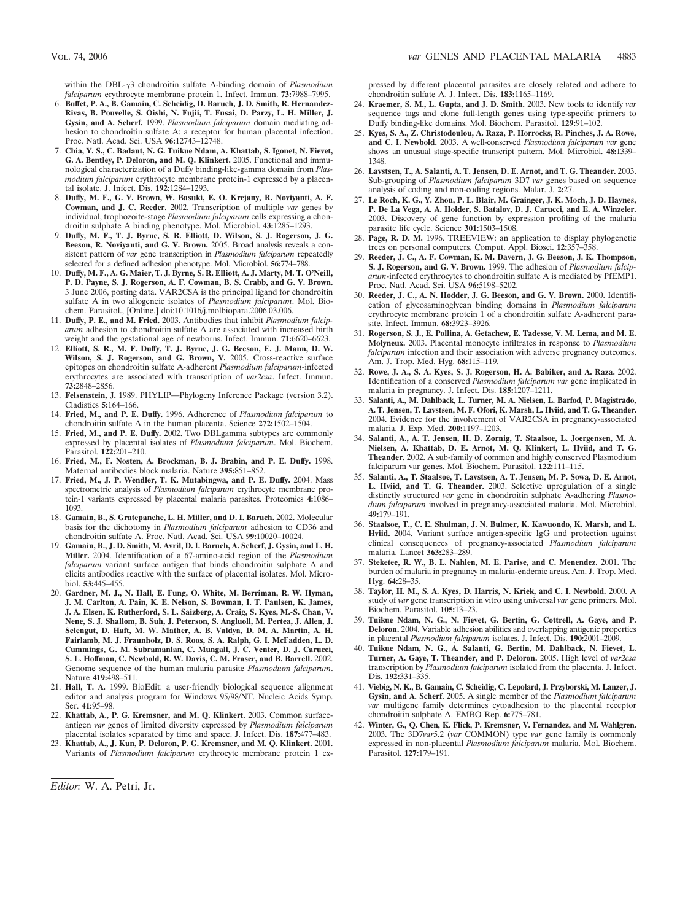within the DBL-γ3 chondroitin sulfate A-binding domain of *Plasmodium falciparum* erythrocyte membrane protein 1. Infect. Immun. **73:**7988–7995.

6. **Buffet, P. A., B. Gamain, C. Scheidig, D. Baruch, J. D. Smith, R. Hernandez-Rivas, B. Pouvelle, S. Oishi, N. Fujii, T. Fusai, D. Parzy, L. H. Miller, J. Gysin, and A. Scherf.** 1999. *Plasmodium falciparum* domain mediating adhesion to chondroitin sulfate A: a receptor for human placental infection. Proc. Natl. Acad. Sci. USA **96:**12743–12748.
7. **Chia, Y. S., C. Badaut, N. G. Tuikue Ndam, A. Khattab, S. Igonet, N. Fievet, G. A. Bentley, P. Deloron, and M. Q. Klinkert.** 2005. Functional and immunological characterization of a Duffy binding-like-gamma domain from *Plasmodium falciparum* erythrocyte membrane protein-1 expressed by a placental isolate. J. Infect. Dis. **192:**1284–1293.
8. **Duffy, M. F., G. V. Brown, W. Basuki, E. O. Krejany, R. Noviyanti, A. F. Cowman, and J. C. Reeder.** 2002. Transcription of multiple *var* genes by individual, trophozoite-stage *Plasmodium falciparum* cells expressing a chondroitin sulphate A binding phenotype. Mol. Microbiol. **43:**1285–1293.
9. **Duffy, M. F., T. J. Byrne, S. R. Elliott, D. Wilson, S. J. Rogerson, J. G. Beeson, R. Noviyanti, and G. V. Brown.** 2005. Broad analysis reveals a consistent pattern of *var* gene transcription in *Plasmodium falciparum* repeatedly selected for a defined adhesion phenotype. Mol. Microbiol. **56:**774–788.
10. **Duffy, M. F., A. G. Maier, T. J. Byrne, S. R. Elliott, A. J. Marty, M. T. O'Neill, P. D. Payne, S. J. Rogerson, A. F. Cowman, B. S. Crabb, and G. V. Brown.** 3 June 2006, posting data. VAR2CSA is the principal ligand for chondroitin sulfate A in two allogeneic isolates of *Plasmodium falciparum*. Mol. Biochem. Parasitol., [Online.] doi:10.1016/j.molbiopara.2006.03.006.
11. **Duffy, P. E., and M. Fried.** 2003. Antibodies that inhibit *Plasmodium falciparum* adhesion to chondroitin sulfate A are associated with increased birth weight and the gestational age of newborns. Infect. Immun. **71:**6620–6623.
12. **Elliott, S. R., M. F. Duffy, T. J. Byrne, J. G. Beeson, E. J. Mann, D. W. Wilson, S. J. Rogerson, and G. Brown, V.** 2005. Cross-reactive surface epitopes on chondroitin sulfate A-adherent *Plasmodium falciparum*-infected erythrocytes are associated with transcription of *var2csa*. Infect. Immun. **73:**2848–2856.
13. **Felsenstein, J.** 1989. PHYLIP—Phylogeny Inference Package (version 3.2). Cladistics **5:**164–166.
14. **Fried, M., and P. E. Duffy.** 1996. Adherence of *Plasmodium falciparum* to chondroitin sulfate A in the human placenta. Science **272:**1502–1504.
15. **Fried, M., and P. E. Duffy.** 2002. Two DBLgamma subtypes are commonly expressed by placental isolates of *Plasmodium falciparum*. Mol. Biochem. Parasitol. **122:**201–210.
16. **Fried, M., F. Nosten, A. Brockman, B. J. Brabin, and P. E. Duffy.** 1998. Maternal antibodies block malaria. Nature **395:**851–852.
17. **Fried, M., J. P. Wendler, T. K. Mutabingwa, and P. E. Duffy.** 2004. Mass spectrometric analysis of *Plasmodium falciparum* erythrocyte membrane protein-1 variants expressed by placental malaria parasites. Proteomics **4:**1086–1093.
18. **Gamain, B., S. Gratepanche, L. H. Miller, and D. I. Baruch.** 2002. Molecular basis for the dichotomy in *Plasmodium falciparum* adhesion to CD36 and chondroitin sulfate A. Proc. Natl. Acad. Sci. USA **99:**10020–10024.
19. **Gamain, B., J. D. Smith, M. Avril, D. I. Baruch, A. Scherf, J. Gysin, and L. H. Miller.** 2004. Identification of a 67-amino-acid region of the *Plasmodium falciparum* variant surface antigen that binds chondroitin sulphate A and elicits antibodies reactive with the surface of placental isolates. Mol. Microbiol. **53:**445–455.
20. **Gardner, M. J., N. Hall, E. Fung, O. White, M. Berriman, R. W. Hyman, J. M. Carlton, A. Pain, K. E. Nelson, S. Bowman, I. T. Paulsen, K. James, J. A. Eisen, K. Rutherford, S. L. Salzberg, A. Craig, S. Kyes, M.-S. Chan, V. Nene, S. J. Shallom, B. Suh, J. Peterson, S. Angiuoli, M. Pertea, J. Allen, J. Selengut, D. Haft, M. W. Mather, A. B. Vaidya, D. M. A. Martin, A. H. Fairlamb, M. J. Fraunholz, D. S. Roos, S. A. Ralph, G. I. McFadden, L. D. Cummings, G. M. Subramanian, C. Mungall, J. C. Venter, D. J. Carucci, S. L. Hoffman, C. Newbold, R. W. Davis, C. M. Fraser, and B. Barrell.** 2002. Genome sequence of the human malaria parasite *Plasmodium falciparum*. Nature **419:**498–511.
21. **Hall, T. A.** 1999. BioEdit: a user-friendly biological sequence alignment editor and analysis program for Windows 95/98/NT. Nucleic Acids Symp. Ser. **41:**95–98.
22. **Khattab, A., P. G. Kremsner, and M. Q. Klinkert.** 2003. Common surface-antigen *var* genes of limited diversity expressed by *Plasmodium falciparum* placental isolates separated by time and space. J. Infect. Dis. **187:**477–483.
23. **Khattab, A., J. Kun, P. Deloron, P. G. Kremsner, and M. Q. Klinkert.** 2001. Variants of *Plasmodium falciparum* erythrocyte membrane protein 1 expressed by different placental parasites are closely related and adhere to chondroitin sulfate A. J. Infect. Dis. **183:**1165–1169.
24. **Kraemer, S. M., L. Gupta, and J. D. Smith.** 2003. New tools to identify *var* sequence tags and clone full-length genes using type-specific primers to Duffy binding-like domains. Mol. Biochem. Parasitol. **129:**91–102.
25. **Kyes, S. A., Z. Christodoulou, A. Raza, P. Horrocks, R. Pinches, J. A. Rowe, and C. I. Newbold.** 2003. A well-conserved *Plasmodium falciparum var* gene shows an unusual stage-specific transcript pattern. Mol. Microbiol. **48:**1339–1348.
26. **Lavstsen, T., A. Salanti, A. T. Jensen, D. E. Arnot, and T. G. Theander.** 2003. Sub-grouping of *Plasmodium falciparum* 3D7 *var* genes based on sequence analysis of coding and non-coding regions. Malar. J. **2:**27.
27. **Le Roch, K. G., Y. Zhou, P. L. Blair, M. Grainger, J. K. Moch, J. D. Haynes, P. De La Vega, A. A. Holder, S. Batalov, D. J. Carucci, and E. A. Winzeler.** 2003. Discovery of gene function by expression profiling of the malaria parasite life cycle. Science **301:**1503–1508.
28. **Page, R. D. M.** 1996. TREEVIEW: an application to display phylogenetic trees on personal computers. Comput. Appl. Biosci. **12:**357–358.
29. **Reeder, J. C., A. F. Cowman, K. M. Davern, J. G. Beeson, J. K. Thompson, S. J. Rogerson, and G. V. Brown.** 1999. The adhesion of *Plasmodium falciparum*-infected erythrocytes to chondroitin sulfate A is mediated by PfEMP1. Proc. Natl. Acad. Sci. USA **96:**5198–5202.
30. **Reeder, J. C., A. N. Hodder, J. G. Beeson, and G. V. Brown.** 2000. Identification of glycosaminoglycan binding domains in *Plasmodium falciparum* erythrocyte membrane protein 1 of a chondroitin sulfate A-adherent parasite. Infect. Immun. **68:**3923–3926.
31. **Rogerson, S. J., E. Pollina, A. Getachew, E. Tadesse, V. M. Lema, and M. E. Molyneux.** 2003. Placental monocyte infiltrates in response to *Plasmodium falciparum* infection and their association with adverse pregnancy outcomes. Am. J. Trop. Med. Hyg. **68:**115–119.
32. **Rowe, J. A., S. A. Kyes, S. J. Rogerson, H. A. Babiker, and A. Raza.** 2002. Identification of a conserved *Plasmodium falciparum var* gene implicated in malaria in pregnancy. J. Infect. Dis. **185:**1207–1211.
33. **Salanti, A., M. Dahlback, L. Turner, M. A. Nielsen, L. Barfod, P. Magistrado, A. T. Jensen, T. Lavstsen, M. F. Ofori, K. Marsh, L. Hviid, and T. G. Theander.** 2004. Evidence for the involvement of VAR2CSA in pregnancy-associated malaria. J. Exp. Med. **200:**1197–1203.
34. **Salanti, A., A. T. Jensen, H. D. Zornig, T. Staalsoe, L. Joergensen, M. A. Nielsen, A. Khattab, D. E. Arnot, M. Q. Klinkert, L. Hviid, and T. G. Theander.** 2002. A sub-family of common and highly conserved Plasmodium falciparum var genes. Mol. Biochem. Parasitol. **122:**111–115.
35. **Salanti, A., T. Staalsoe, T. Lavstsen, A. T. Jensen, M. P. Sowa, D. E. Arnot, L. Hviid, and T. G. Theander.** 2003. Selective upregulation of a single distinctly structured *var* gene in chondroitin sulphate A-adhering *Plasmodium falciparum* involved in pregnancy-associated malaria. Mol. Microbiol. **49:**179–191.
36. **Staalsoe, T., C. E. Shulman, J. N. Bulmer, K. Kawuondo, K. Marsh, and L. Hviid.** 2004. Variant surface antigen-specific IgG and protection against clinical consequences of pregnancy-associated *Plasmodium falciparum* malaria. Lancet **363:**283–289.
37. **Steketee, R. W., B. L. Nahlen, M. E. Parise, and C. Menendez.** 2001. The burden of malaria in pregnancy in malaria-endemic areas. Am. J. Trop. Med. Hyg. **64:**28–35.
38. **Taylor, H. M., S. A. Kyes, D. Harris, N. Kriek, and C. I. Newbold.** 2000. A study of *var* gene transcription in vitro using universal *var* gene primers. Mol. Biochem. Parasitol. **105:**13–23.
39. **Tuikue Ndam, N. G., N. Fievet, G. Bertin, G. Cottrell, A. Gaye, and P. Deloron.** 2004. Variable adhesion abilities and overlapping antigenic properties in placental *Plasmodium falciparum* isolates. J. Infect. Dis. **190:**2001–2009.
40. **Tuikue Ndam, N. G., A. Salanti, G. Bertin, M. Dahlback, N. Fievet, L. Turner, A. Gaye, T. Theander, and P. Deloron.** 2005. High level of *var2csa* transcription by *Plasmodium falciparum* isolated from the placenta. J. Infect. Dis. **192:**331–335.
41. **Viebig, N. K., B. Gamain, C. Scheidig, C. Lepolard, J. Przyborski, M. Lanzer, J. Gysin, and A. Scherf.** 2005. A single member of the *Plasmodium falciparum var* multigene family determines cytoadhesion to the placental receptor chondroitin sulphate A. EMBO Rep. **6:**775–781.
42. **Winter, G., Q. Chen, K. Flick, P. Kremsner, V. Fernandez, and M. Wahlgren.** 2003. The 3D7*var*5.2 (*var* COMMON) type *var* gene family is commonly expressed in non-placental *Plasmodium falciparum* malaria. Mol. Biochem. Parasitol. **127:**179–191.

*Editor:* W. A. Petri, Jr.